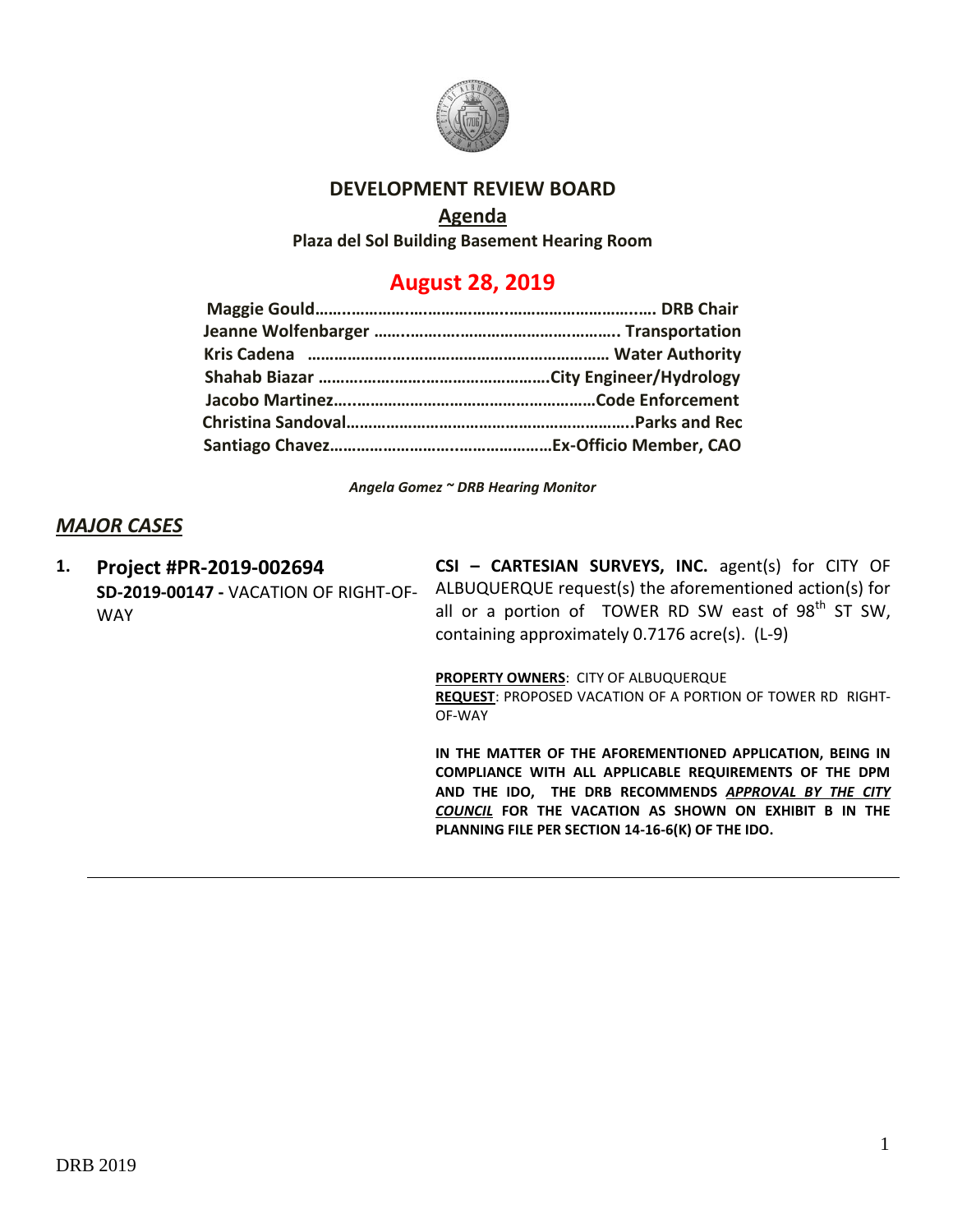# DEVELOPMENT REVIEW BOARD

## Agenda

**Plaza del Sol Building Basement Hearing Room**

## August 28, 2019

**Maggie Gould………………………………………………………………… DRB Chair**
**Jeanne Wolfenbarger ……………………………………………. Transportation**
**Kris Cadena ………………………………………………………… Water Authority**
**Shahab Biazar ……………………………………………City Engineer/Hydrology**
**Jacobo Martinez………………………………………………………Code Enforcement**
**Christina Sandoval…………………………………………………………..Parks and Rec**
**Santiago Chavez…………………………………………………Ex-Officio Member, CAO**

*Angela Gomez ~ DRB Hearing Monitor*

## *MAJOR CASES*

**1. Project #PR-2019-002694**
**SD-2019-00147 -** VACATION OF RIGHT-OF-WAY

**CSI – CARTESIAN SURVEYS, INC.** agent(s) for CITY OF ALBUQUERQUE request(s) the aforementioned action(s) for all or a portion of TOWER RD SW east of 98th ST SW, containing approximately 0.7176 acre(s). (L-9)

**PROPERTY OWNERS**: CITY OF ALBUQUERQUE
**REQUEST**: PROPOSED VACATION OF A PORTION OF TOWER RD RIGHT-OF-WAY

**IN THE MATTER OF THE AFOREMENTIONED APPLICATION, BEING IN COMPLIANCE WITH ALL APPLICABLE REQUIREMENTS OF THE DPM AND THE IDO, THE DRB RECOMMENDS *APPROVAL BY THE CITY COUNCIL* FOR THE VACATION AS SHOWN ON EXHIBIT B IN THE PLANNING FILE PER SECTION 14-16-6(K) OF THE IDO.**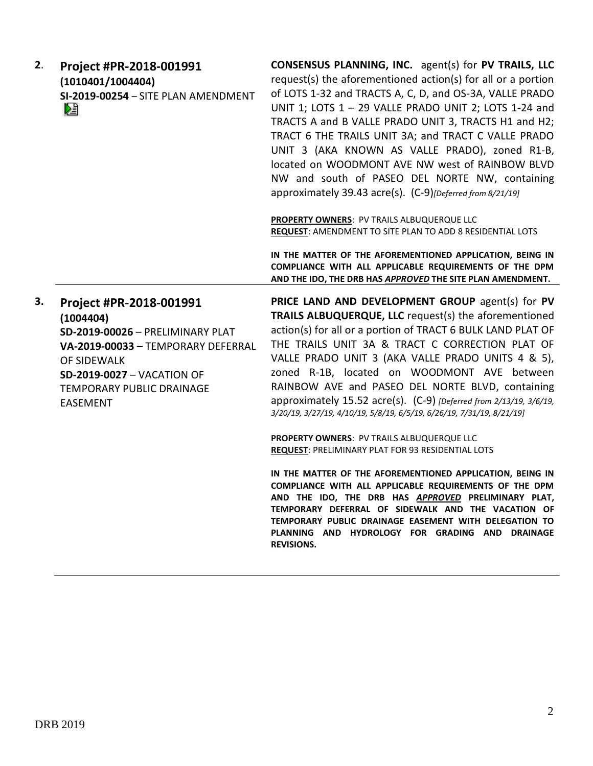**2**. **Project #PR-2018-001991**
**(1010401/1004404)**
**SI-2019-00254** – SITE PLAN AMENDMENT

**CONSENSUS PLANNING, INC.** agent(s) for **PV TRAILS, LLC** request(s) the aforementioned action(s) for all or a portion of LOTS 1-32 and TRACTS A, C, D, and OS-3A, VALLE PRADO UNIT 1; LOTS 1 – 29 VALLE PRADO UNIT 2; LOTS 1-24 and TRACTS A and B VALLE PRADO UNIT 3, TRACTS H1 and H2; TRACT 6 THE TRAILS UNIT 3A; and TRACT C VALLE PRADO UNIT 3 (AKA KNOWN AS VALLE PRADO), zoned R1-B, located on WOODMONT AVE NW west of RAINBOW BLVD NW and south of PASEO DEL NORTE NW, containing approximately 39.43 acre(s). (C-9)*[Deferred from 8/21/19]*

**PROPERTY OWNERS**: PV TRAILS ALBUQUERQUE LLC
**REQUEST**: AMENDMENT TO SITE PLAN TO ADD 8 RESIDENTIAL LOTS

**IN THE MATTER OF THE AFOREMENTIONED APPLICATION, BEING IN COMPLIANCE WITH ALL APPLICABLE REQUIREMENTS OF THE DPM AND THE IDO, THE DRB HAS *APPROVED* THE SITE PLAN AMENDMENT.**

---

**3. Project #PR-2018-001991**
**(1004404)**
**SD-2019-00026** – PRELIMINARY PLAT
**VA-2019-00033** – TEMPORARY DEFERRAL OF SIDEWALK
**SD-2019-0027** – VACATION OF TEMPORARY PUBLIC DRAINAGE EASEMENT

**PRICE LAND AND DEVELOPMENT GROUP** agent(s) for **PV TRAILS ALBUQUERQUE, LLC** request(s) the aforementioned action(s) for all or a portion of TRACT 6 BULK LAND PLAT OF THE TRAILS UNIT 3A & TRACT C CORRECTION PLAT OF VALLE PRADO UNIT 3 (AKA VALLE PRADO UNITS 4 & 5), zoned R-1B, located on WOODMONT AVE between RAINBOW AVE and PASEO DEL NORTE BLVD, containing approximately 15.52 acre(s). (C-9) *[Deferred from 2/13/19, 3/6/19, 3/20/19, 3/27/19, 4/10/19, 5/8/19, 6/5/19, 6/26/19, 7/31/19, 8/21/19]*

**PROPERTY OWNERS**: PV TRAILS ALBUQUERQUE LLC
**REQUEST**: PRELIMINARY PLAT FOR 93 RESIDENTIAL LOTS

**IN THE MATTER OF THE AFOREMENTIONED APPLICATION, BEING IN COMPLIANCE WITH ALL APPLICABLE REQUIREMENTS OF THE DPM AND THE IDO, THE DRB HAS *APPROVED* PRELIMINARY PLAT, TEMPORARY DEFERRAL OF SIDEWALK AND THE VACATION OF TEMPORARY PUBLIC DRAINAGE EASEMENT WITH DELEGATION TO PLANNING AND HYDROLOGY FOR GRADING AND DRAINAGE REVISIONS.**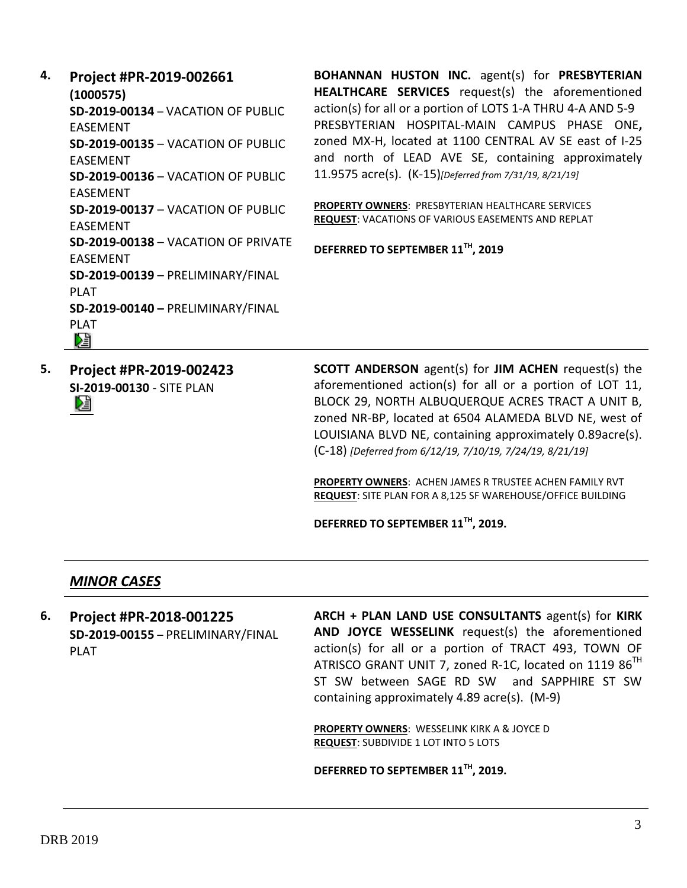4. **Project #PR-2019-002661 (1000575)**
**SD-2019-00134** – VACATION OF PUBLIC EASEMENT
**SD-2019-00135** – VACATION OF PUBLIC EASEMENT
**SD-2019-00136** – VACATION OF PUBLIC EASEMENT
**SD-2019-00137** – VACATION OF PUBLIC EASEMENT
**SD-2019-00138** – VACATION OF PRIVATE EASEMENT
**SD-2019-00139** – PRELIMINARY/FINAL PLAT
**SD-2019-00140 –** PRELIMINARY/FINAL PLAT

**BOHANNAN HUSTON INC.** agent(s) for **PRESBYTERIAN HEALTHCARE SERVICES** request(s) the aforementioned action(s) for all or a portion of LOTS 1-A THRU 4-A AND 5-9 PRESBYTERIAN HOSPITAL-MAIN CAMPUS PHASE ONE**,** zoned MX-H, located at 1100 CENTRAL AV SE east of I-25 and north of LEAD AVE SE, containing approximately 11.9575 acre(s). (K-15)*[Deferred from 7/31/19, 8/21/19]*

**PROPERTY OWNERS**: PRESBYTERIAN HEALTHCARE SERVICES
**REQUEST**: VACATIONS OF VARIOUS EASEMENTS AND REPLAT

**DEFERRED TO SEPTEMBER 11TH, 2019**

5. **Project #PR-2019-002423**
**SI-2019-00130** - SITE PLAN

**SCOTT ANDERSON** agent(s) for **JIM ACHEN** request(s) the aforementioned action(s) for all or a portion of LOT 11, BLOCK 29, NORTH ALBUQUERQUE ACRES TRACT A UNIT B, zoned NR-BP, located at 6504 ALAMEDA BLVD NE, west of LOUISIANA BLVD NE, containing approximately 0.89acre(s). (C-18) *[Deferred from 6/12/19, 7/10/19, 7/24/19, 8/21/19]*

**PROPERTY OWNERS**: ACHEN JAMES R TRUSTEE ACHEN FAMILY RVT
**REQUEST**: SITE PLAN FOR A 8,125 SF WAREHOUSE/OFFICE BUILDING

**DEFERRED TO SEPTEMBER 11TH, 2019.**

## *MINOR CASES*

6. **Project #PR-2018-001225**
**SD-2019-00155** – PRELIMINARY/FINAL PLAT

**ARCH + PLAN LAND USE CONSULTANTS** agent(s) for **KIRK AND JOYCE WESSELINK** request(s) the aforementioned action(s) for all or a portion of TRACT 493, TOWN OF ATRISCO GRANT UNIT 7, zoned R-1C, located on 1119 86TH ST SW between SAGE RD SW and SAPPHIRE ST SW containing approximately 4.89 acre(s). (M-9)

**PROPERTY OWNERS**: WESSELINK KIRK A & JOYCE D
**REQUEST**: SUBDIVIDE 1 LOT INTO 5 LOTS

**DEFERRED TO SEPTEMBER 11TH, 2019.**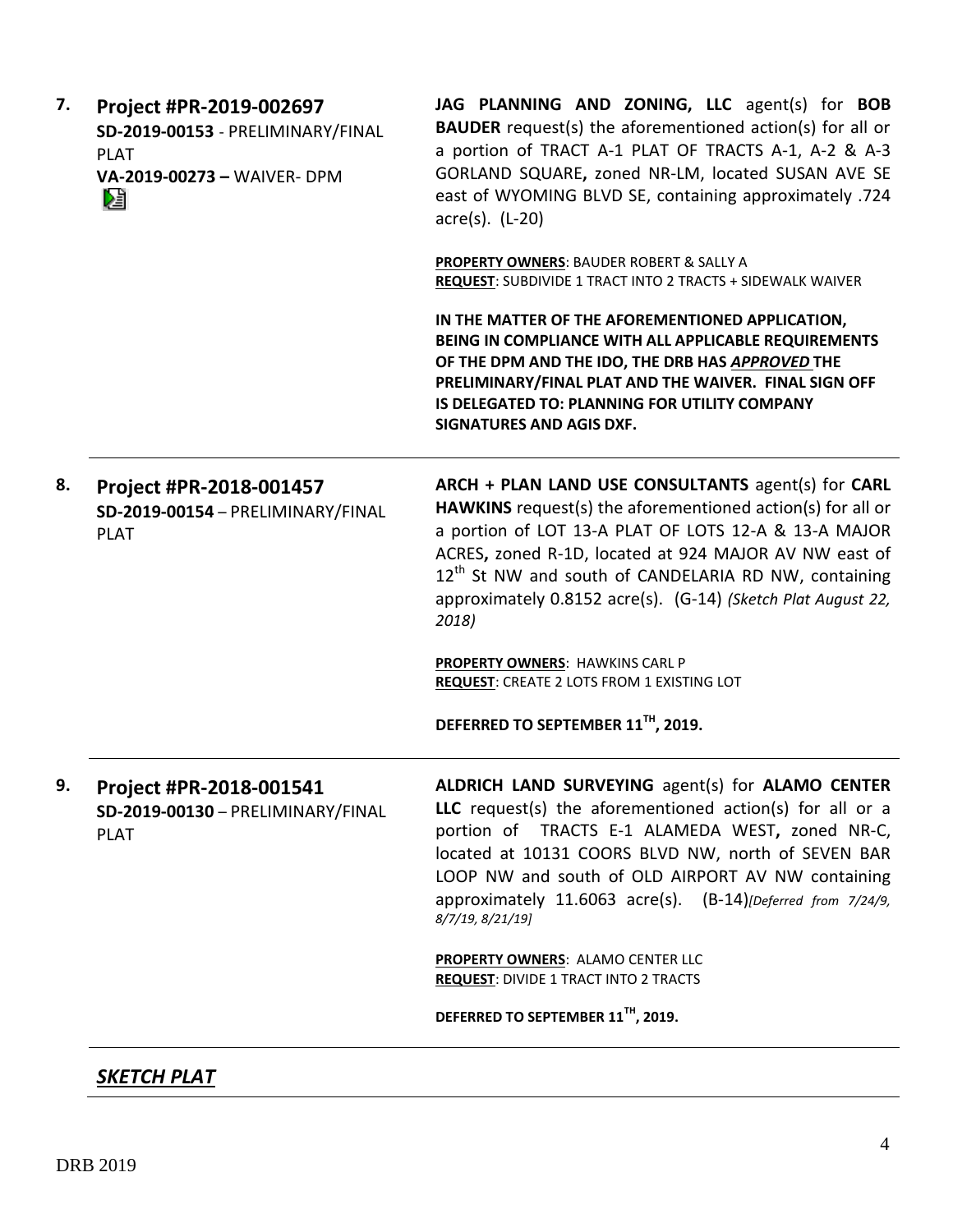**7. Project #PR-2019-002697**
**SD-2019-00153** - PRELIMINARY/FINAL PLAT
**VA-2019-00273 –** WAIVER- DPM

**JAG PLANNING AND ZONING, LLC** agent(s) for **BOB BAUDER** request(s) the aforementioned action(s) for all or a portion of TRACT A-1 PLAT OF TRACTS A-1, A-2 & A-3 GORLAND SQUARE**,** zoned NR-LM, located SUSAN AVE SE east of WYOMING BLVD SE, containing approximately .724 acre(s). (L-20)

**PROPERTY OWNERS**: BAUDER ROBERT & SALLY A
**REQUEST**: SUBDIVIDE 1 TRACT INTO 2 TRACTS + SIDEWALK WAIVER

**IN THE MATTER OF THE AFOREMENTIONED APPLICATION, BEING IN COMPLIANCE WITH ALL APPLICABLE REQUIREMENTS OF THE DPM AND THE IDO, THE DRB HAS *APPROVED* THE PRELIMINARY/FINAL PLAT AND THE WAIVER. FINAL SIGN OFF IS DELEGATED TO: PLANNING FOR UTILITY COMPANY SIGNATURES AND AGIS DXF.**

---

**8. Project #PR-2018-001457**
**SD-2019-00154** – PRELIMINARY/FINAL PLAT

**ARCH + PLAN LAND USE CONSULTANTS** agent(s) for **CARL HAWKINS** request(s) the aforementioned action(s) for all or a portion of LOT 13-A PLAT OF LOTS 12-A & 13-A MAJOR ACRES**,** zoned R-1D, located at 924 MAJOR AV NW east of 12th St NW and south of CANDELARIA RD NW, containing approximately 0.8152 acre(s). (G-14) *(Sketch Plat August 22, 2018)*

**PROPERTY OWNERS**: HAWKINS CARL P
**REQUEST**: CREATE 2 LOTS FROM 1 EXISTING LOT

**DEFERRED TO SEPTEMBER 11TH, 2019.**

---

**9. Project #PR-2018-001541**
**SD-2019-00130** – PRELIMINARY/FINAL PLAT

**ALDRICH LAND SURVEYING** agent(s) for **ALAMO CENTER LLC** request(s) the aforementioned action(s) for all or a portion of TRACTS E-1 ALAMEDA WEST**,** zoned NR-C, located at 10131 COORS BLVD NW, north of SEVEN BAR LOOP NW and south of OLD AIRPORT AV NW containing approximately 11.6063 acre(s). (B-14)*[Deferred from 7/24/9, 8/7/19, 8/21/19]*

**PROPERTY OWNERS**: ALAMO CENTER LLC
**REQUEST**: DIVIDE 1 TRACT INTO 2 TRACTS

**DEFERRED TO SEPTEMBER 11TH, 2019.**

---

***SKETCH PLAT***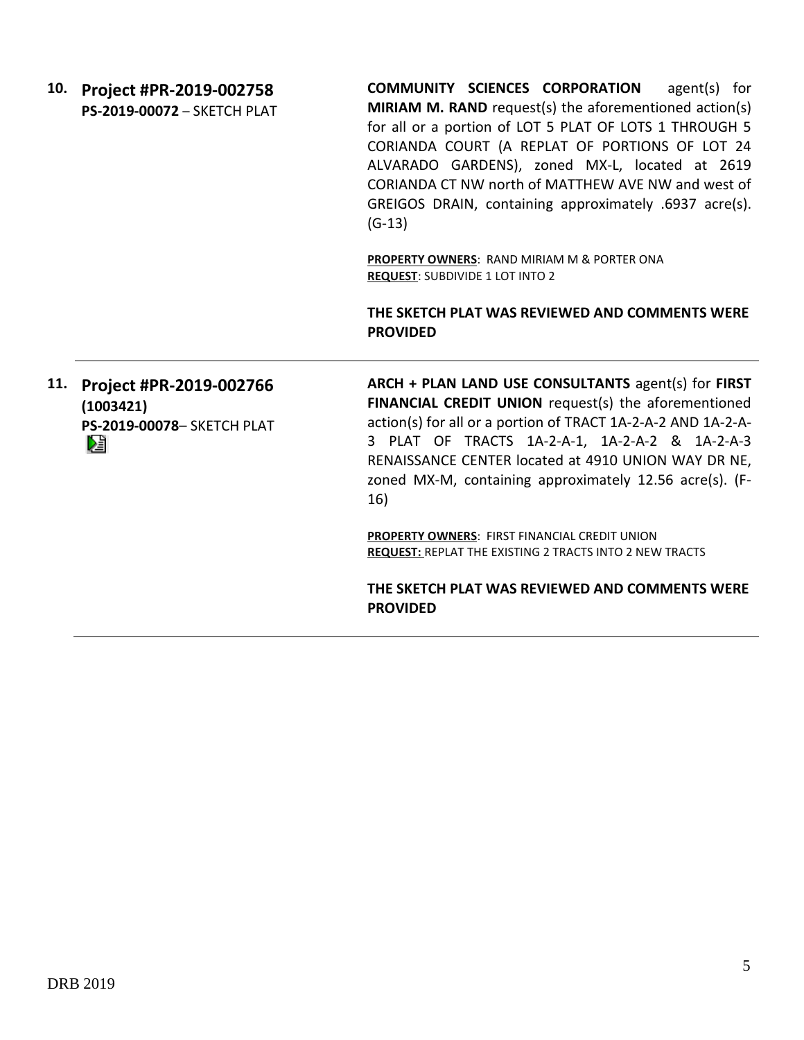**10. Project #PR-2019-002758**
**PS-2019-00072** – SKETCH PLAT

**COMMUNITY SCIENCES CORPORATION** agent(s) for **MIRIAM M. RAND** request(s) the aforementioned action(s) for all or a portion of LOT 5 PLAT OF LOTS 1 THROUGH 5 CORIANDA COURT (A REPLAT OF PORTIONS OF LOT 24 ALVARADO GARDENS), zoned MX-L, located at 2619 CORIANDA CT NW north of MATTHEW AVE NW and west of GREIGOS DRAIN, containing approximately .6937 acre(s). (G-13)

**PROPERTY OWNERS**: RAND MIRIAM M & PORTER ONA
**REQUEST**: SUBDIVIDE 1 LOT INTO 2

**THE SKETCH PLAT WAS REVIEWED AND COMMENTS WERE PROVIDED**

---

**11. Project #PR-2019-002766**
**(1003421)**
**PS-2019-00078**– SKETCH PLAT

**ARCH + PLAN LAND USE CONSULTANTS** agent(s) for **FIRST FINANCIAL CREDIT UNION** request(s) the aforementioned action(s) for all or a portion of TRACT 1A-2-A-2 AND 1A-2-A-3 PLAT OF TRACTS 1A-2-A-1, 1A-2-A-2 & 1A-2-A-3 RENAISSANCE CENTER located at 4910 UNION WAY DR NE, zoned MX-M, containing approximately 12.56 acre(s). (F-16)

**PROPERTY OWNERS**: FIRST FINANCIAL CREDIT UNION
**REQUEST:** REPLAT THE EXISTING 2 TRACTS INTO 2 NEW TRACTS

**THE SKETCH PLAT WAS REVIEWED AND COMMENTS WERE PROVIDED**

---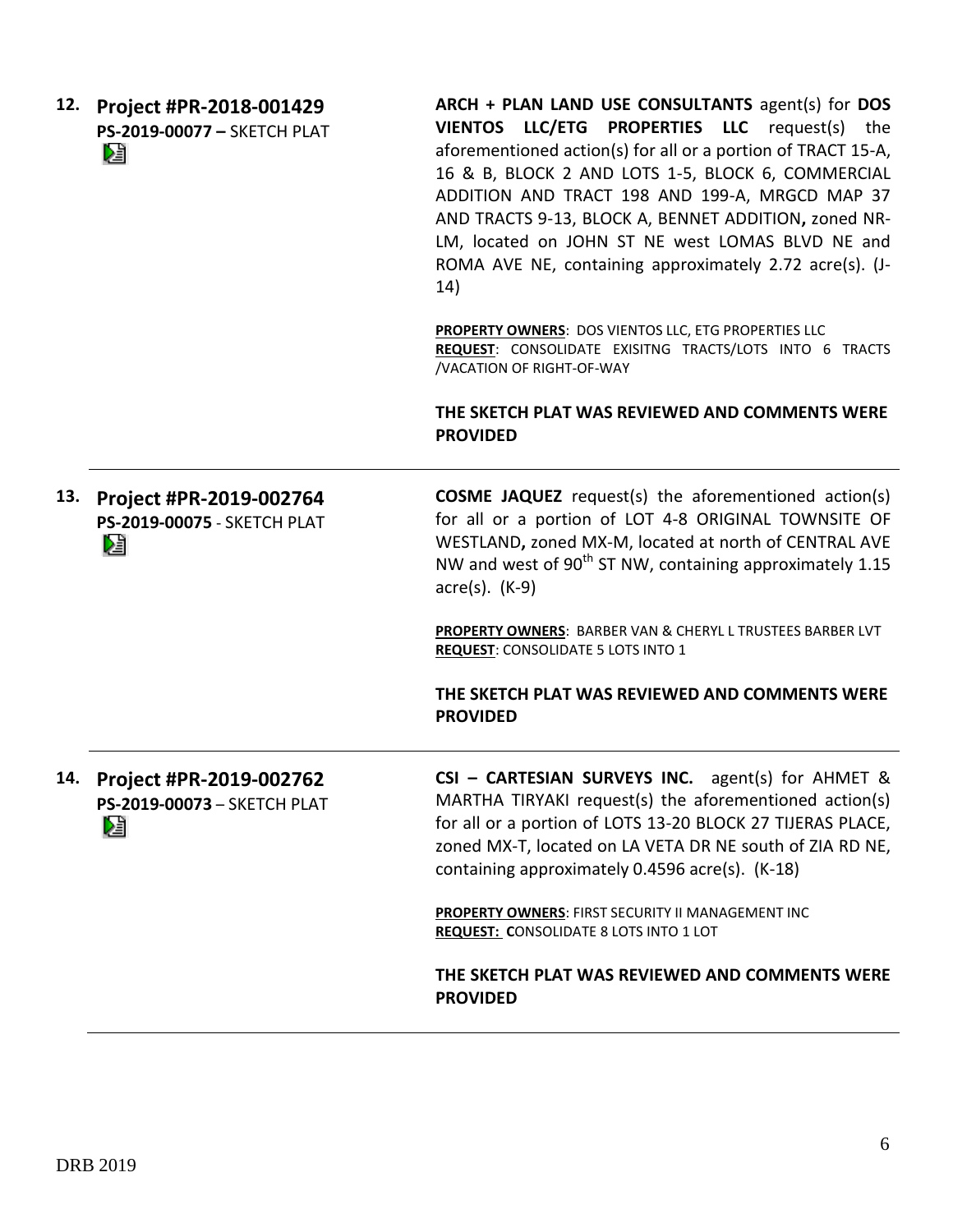**12. Project #PR-2018-001429**
**PS-2019-00077 –** SKETCH PLAT

**ARCH + PLAN LAND USE CONSULTANTS** agent(s) for **DOS VIENTOS LLC/ETG PROPERTIES LLC** request(s) the aforementioned action(s) for all or a portion of TRACT 15-A, 16 & B, BLOCK 2 AND LOTS 1-5, BLOCK 6, COMMERCIAL ADDITION AND TRACT 198 AND 199-A, MRGCD MAP 37 AND TRACTS 9-13, BLOCK A, BENNET ADDITION**,** zoned NR-LM, located on JOHN ST NE west LOMAS BLVD NE and ROMA AVE NE, containing approximately 2.72 acre(s). (J-14)

**PROPERTY OWNERS**: DOS VIENTOS LLC, ETG PROPERTIES LLC
**REQUEST**: CONSOLIDATE EXISITNG TRACTS/LOTS INTO 6 TRACTS /VACATION OF RIGHT-OF-WAY

**THE SKETCH PLAT WAS REVIEWED AND COMMENTS WERE PROVIDED**

---

**13. Project #PR-2019-002764**
**PS-2019-00075** - SKETCH PLAT

**COSME JAQUEZ** request(s) the aforementioned action(s) for all or a portion of LOT 4-8 ORIGINAL TOWNSITE OF WESTLAND**,** zoned MX-M, located at north of CENTRAL AVE NW and west of 90th ST NW, containing approximately 1.15 acre(s). (K-9)

**PROPERTY OWNERS**: BARBER VAN & CHERYL L TRUSTEES BARBER LVT
**REQUEST**: CONSOLIDATE 5 LOTS INTO 1

**THE SKETCH PLAT WAS REVIEWED AND COMMENTS WERE PROVIDED**

---

**14. Project #PR-2019-002762**
**PS-2019-00073** – SKETCH PLAT

**CSI – CARTESIAN SURVEYS INC.** agent(s) for AHMET & MARTHA TIRYAKI request(s) the aforementioned action(s) for all or a portion of LOTS 13-20 BLOCK 27 TIJERAS PLACE, zoned MX-T, located on LA VETA DR NE south of ZIA RD NE, containing approximately 0.4596 acre(s). (K-18)

**PROPERTY OWNERS**: FIRST SECURITY II MANAGEMENT INC
**REQUEST: C**ONSOLIDATE 8 LOTS INTO 1 LOT

**THE SKETCH PLAT WAS REVIEWED AND COMMENTS WERE PROVIDED**

---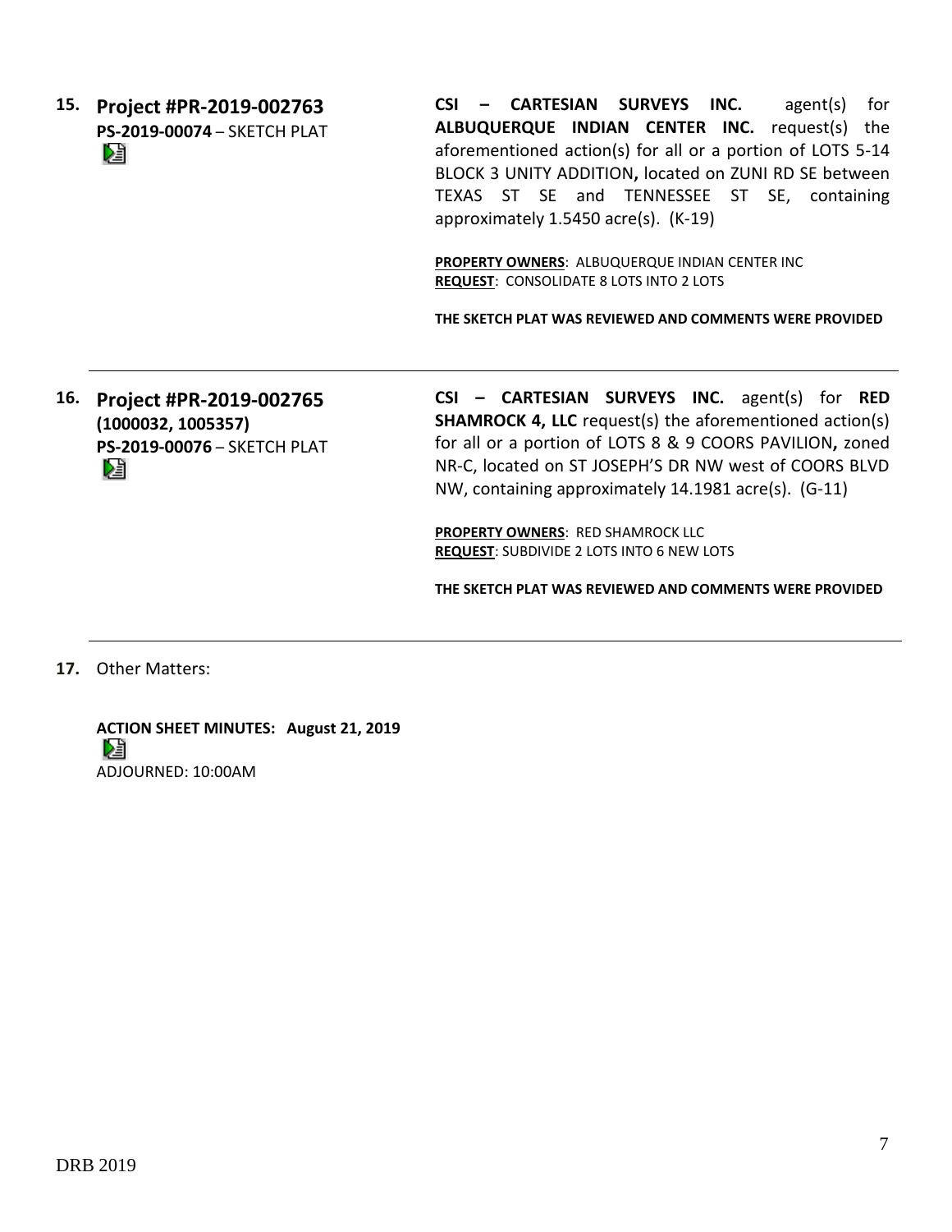**15. Project #PR-2019-002763**
**PS-2019-00074** – SKETCH PLAT

**CSI – CARTESIAN SURVEYS INC.** agent(s) for **ALBUQUERQUE INDIAN CENTER INC.** request(s) the aforementioned action(s) for all or a portion of LOTS 5-14 BLOCK 3 UNITY ADDITION**,** located on ZUNI RD SE between TEXAS ST SE and TENNESSEE ST SE, containing approximately 1.5450 acre(s). (K-19)

**PROPERTY OWNERS**: ALBUQUERQUE INDIAN CENTER INC
**REQUEST**: CONSOLIDATE 8 LOTS INTO 2 LOTS

**THE SKETCH PLAT WAS REVIEWED AND COMMENTS WERE PROVIDED**

---

**16. Project #PR-2019-002765**
**(1000032, 1005357)**
**PS-2019-00076** – SKETCH PLAT

**CSI – CARTESIAN SURVEYS INC.** agent(s) for **RED SHAMROCK 4, LLC** request(s) the aforementioned action(s) for all or a portion of LOTS 8 & 9 COORS PAVILION**,** zoned NR-C, located on ST JOSEPH'S DR NW west of COORS BLVD NW, containing approximately 14.1981 acre(s). (G-11)

**PROPERTY OWNERS**: RED SHAMROCK LLC
**REQUEST**: SUBDIVIDE 2 LOTS INTO 6 NEW LOTS

**THE SKETCH PLAT WAS REVIEWED AND COMMENTS WERE PROVIDED**

---

**17.** Other Matters:

**ACTION SHEET MINUTES: August 21, 2019**

ADJOURNED: 10:00AM